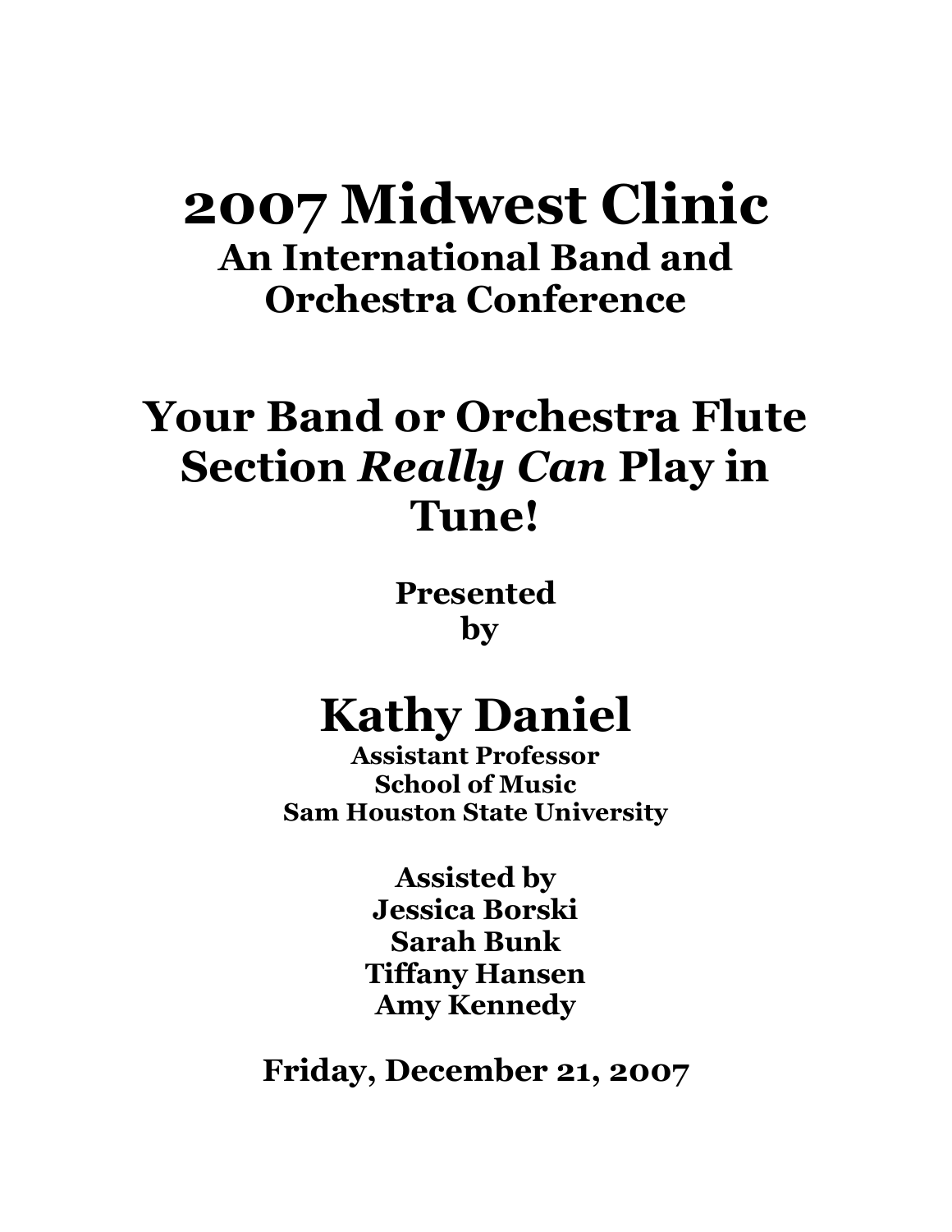# 2007 Midwest Clinic

## An International Band and Orchestra Conference

# Your Band or Orchestra Flute Section *Really Can* Play in Tune!

**Presented by**

# Kathy Daniel

**Assistant Professor**
**School of Music**
**Sam Houston State University**

**Assisted by**
**Jessica Borski**
**Sarah Bunk**
**Tiffany Hansen**
**Amy Kennedy**

**Friday, December 21, 2007**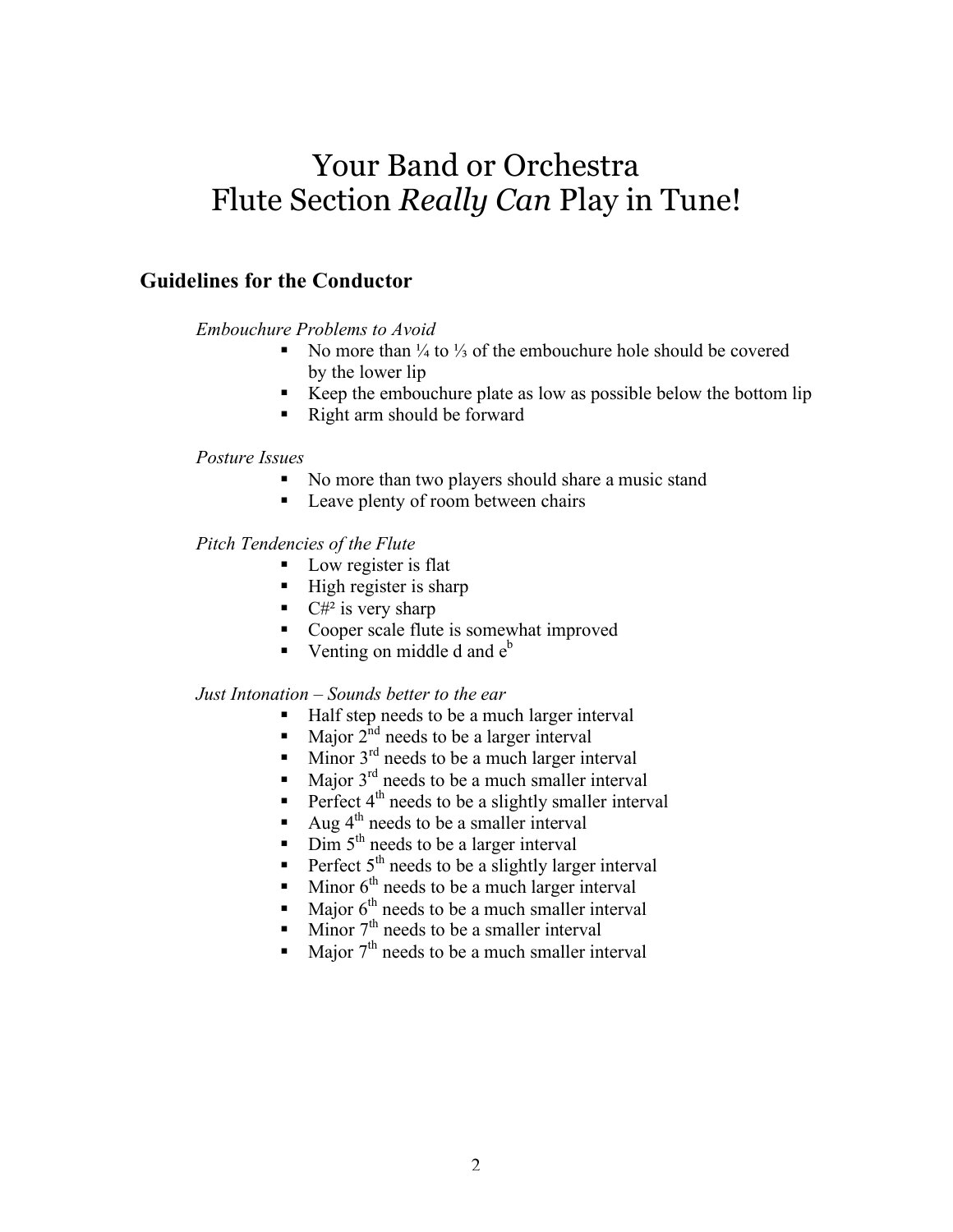# Your Band or Orchestra Flute Section *Really Can* Play in Tune!

## Guidelines for the Conductor

*Embouchure Problems to Avoid*

- No more than ¼ to ⅓ of the embouchure hole should be covered by the lower lip
- Keep the embouchure plate as low as possible below the bottom lip
- Right arm should be forward

*Posture Issues*

- No more than two players should share a music stand
- Leave plenty of room between chairs

*Pitch Tendencies of the Flute*

- Low register is flat
- High register is sharp
- $C\#^2$ is very sharp
- Cooper scale flute is somewhat improved
- Venting on middle d and $e^b$

*Just Intonation – Sounds better to the ear*

- Half step needs to be a much larger interval
- Major 2nd needs to be a larger interval
- Minor 3rd needs to be a much larger interval
- Major 3rd needs to be a much smaller interval
- Perfect 4th needs to be a slightly smaller interval
- Aug 4th needs to be a smaller interval
- Dim 5th needs to be a larger interval
- Perfect 5th needs to be a slightly larger interval
- Minor 6th needs to be a much larger interval
- Major 6th needs to be a much smaller interval
- Minor 7th needs to be a smaller interval
- Major 7th needs to be a much smaller interval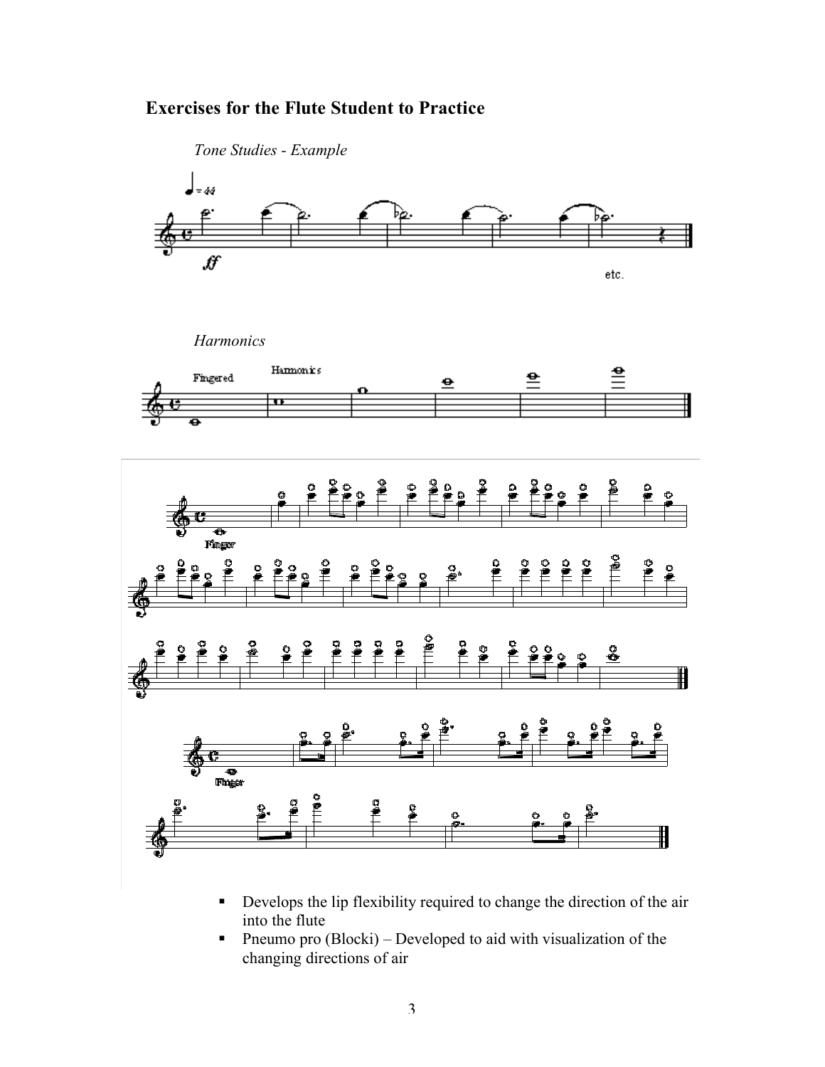## Exercises for the Flute Student to Practice

*Tone Studies - Example*

♩= 44

ff

etc.

*Harmonics*

Fingered

Harmonics

Finger

Finger

- Develops the lip flexibility required to change the direction of the air into the flute
- Pneumo pro (Blocki) – Developed to aid with visualization of the changing directions of air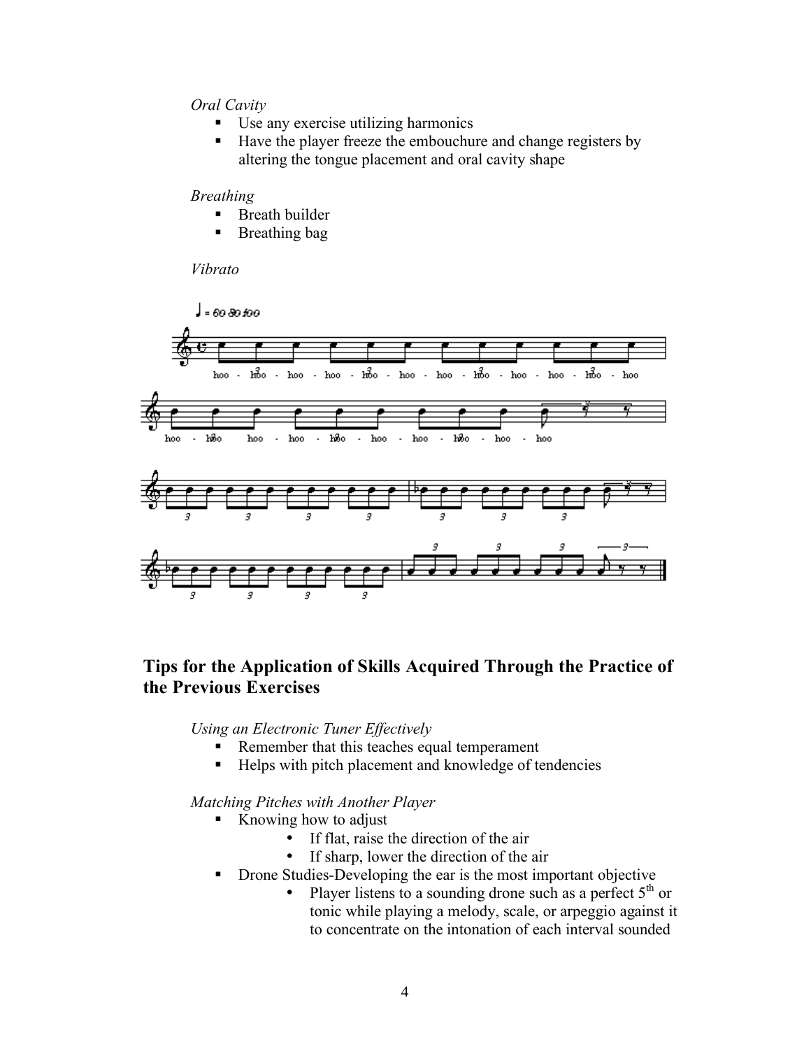*Oral Cavity*

- Use any exercise utilizing harmonics
- Have the player freeze the embouchure and change registers by altering the tongue placement and oral cavity shape

*Breathing*

- Breath builder
- Breathing bag

*Vibrato*

## Tips for the Application of Skills Acquired Through the Practice of the Previous Exercises

*Using an Electronic Tuner Effectively*

- Remember that this teaches equal temperament
- Helps with pitch placement and knowledge of tendencies

*Matching Pitches with Another Player*

- Knowing how to adjust
    - If flat, raise the direction of the air
    - If sharp, lower the direction of the air
- Drone Studies-Developing the ear is the most important objective
    - Player listens to a sounding drone such as a perfect 5th or tonic while playing a melody, scale, or arpeggio against it to concentrate on the intonation of each interval sounded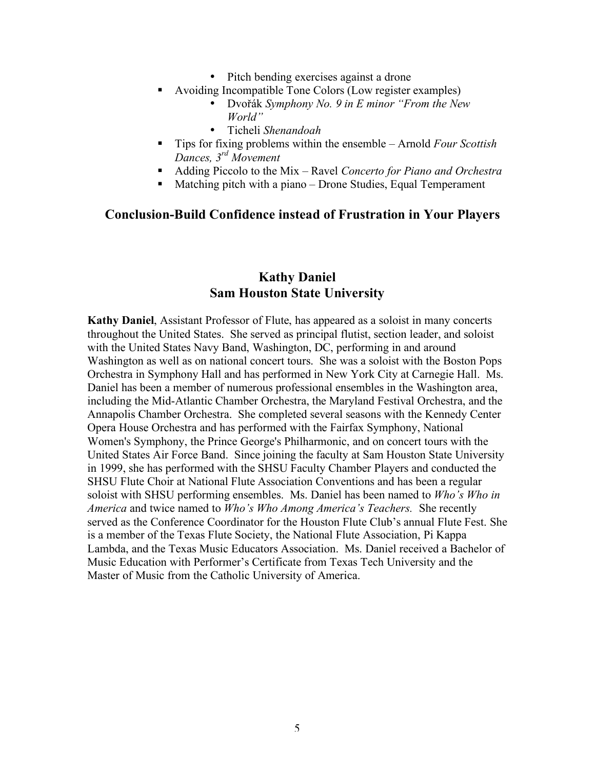- Pitch bending exercises against a drone
    - Avoiding Incompatible Tone Colors (Low register examples)
        - Dvořák *Symphony No. 9 in E minor "From the New World"*
        - Ticheli *Shenandoah*
    - Tips for fixing problems within the ensemble – Arnold *Four Scottish Dances, 3rd Movement*
    - Adding Piccolo to the Mix – Ravel *Concerto for Piano and Orchestra*
    - Matching pitch with a piano – Drone Studies, Equal Temperament

## Conclusion-Build Confidence instead of Frustration in Your Players

## Kathy Daniel
## Sam Houston State University

**Kathy Daniel**, Assistant Professor of Flute, has appeared as a soloist in many concerts throughout the United States. She served as principal flutist, section leader, and soloist with the United States Navy Band, Washington, DC, performing in and around Washington as well as on national concert tours. She was a soloist with the Boston Pops Orchestra in Symphony Hall and has performed in New York City at Carnegie Hall. Ms. Daniel has been a member of numerous professional ensembles in the Washington area, including the Mid-Atlantic Chamber Orchestra, the Maryland Festival Orchestra, and the Annapolis Chamber Orchestra. She completed several seasons with the Kennedy Center Opera House Orchestra and has performed with the Fairfax Symphony, National Women's Symphony, the Prince George's Philharmonic, and on concert tours with the United States Air Force Band. Since joining the faculty at Sam Houston State University in 1999, she has performed with the SHSU Faculty Chamber Players and conducted the SHSU Flute Choir at National Flute Association Conventions and has been a regular soloist with SHSU performing ensembles. Ms. Daniel has been named to *Who's Who in America* and twice named to *Who's Who Among America's Teachers.* She recently served as the Conference Coordinator for the Houston Flute Club's annual Flute Fest. She is a member of the Texas Flute Society, the National Flute Association, Pi Kappa Lambda, and the Texas Music Educators Association. Ms. Daniel received a Bachelor of Music Education with Performer's Certificate from Texas Tech University and the Master of Music from the Catholic University of America.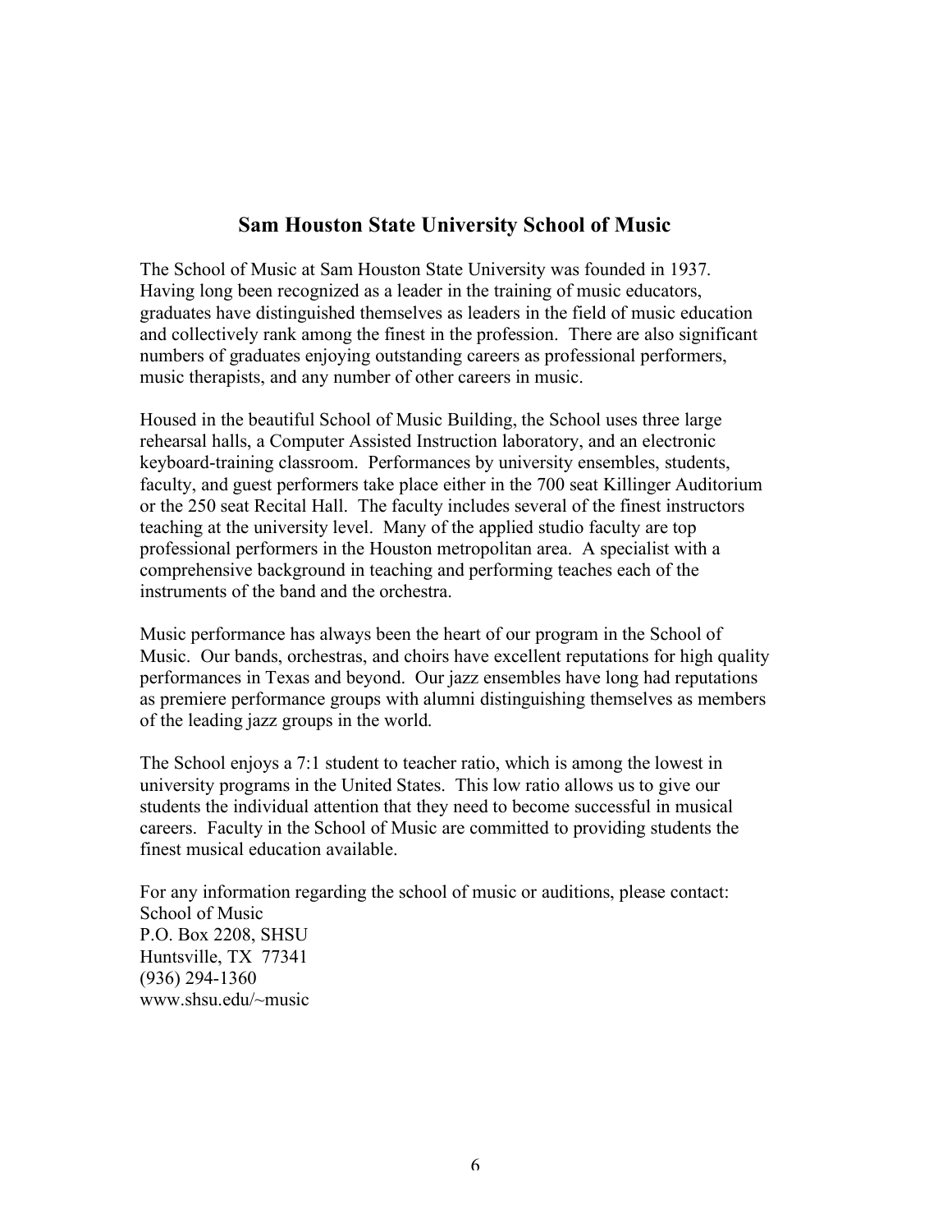# Sam Houston State University School of Music

The School of Music at Sam Houston State University was founded in 1937. Having long been recognized as a leader in the training of music educators, graduates have distinguished themselves as leaders in the field of music education and collectively rank among the finest in the profession. There are also significant numbers of graduates enjoying outstanding careers as professional performers, music therapists, and any number of other careers in music.

Housed in the beautiful School of Music Building, the School uses three large rehearsal halls, a Computer Assisted Instruction laboratory, and an electronic keyboard-training classroom. Performances by university ensembles, students, faculty, and guest performers take place either in the 700 seat Killinger Auditorium or the 250 seat Recital Hall. The faculty includes several of the finest instructors teaching at the university level. Many of the applied studio faculty are top professional performers in the Houston metropolitan area. A specialist with a comprehensive background in teaching and performing teaches each of the instruments of the band and the orchestra.

Music performance has always been the heart of our program in the School of Music. Our bands, orchestras, and choirs have excellent reputations for high quality performances in Texas and beyond. Our jazz ensembles have long had reputations as premiere performance groups with alumni distinguishing themselves as members of the leading jazz groups in the world.

The School enjoys a 7:1 student to teacher ratio, which is among the lowest in university programs in the United States. This low ratio allows us to give our students the individual attention that they need to become successful in musical careers. Faculty in the School of Music are committed to providing students the finest musical education available.

For any information regarding the school of music or auditions, please contact:
School of Music
P.O. Box 2208, SHSU
Huntsville, TX 77341
(936) 294-1360
www.shsu.edu/~music